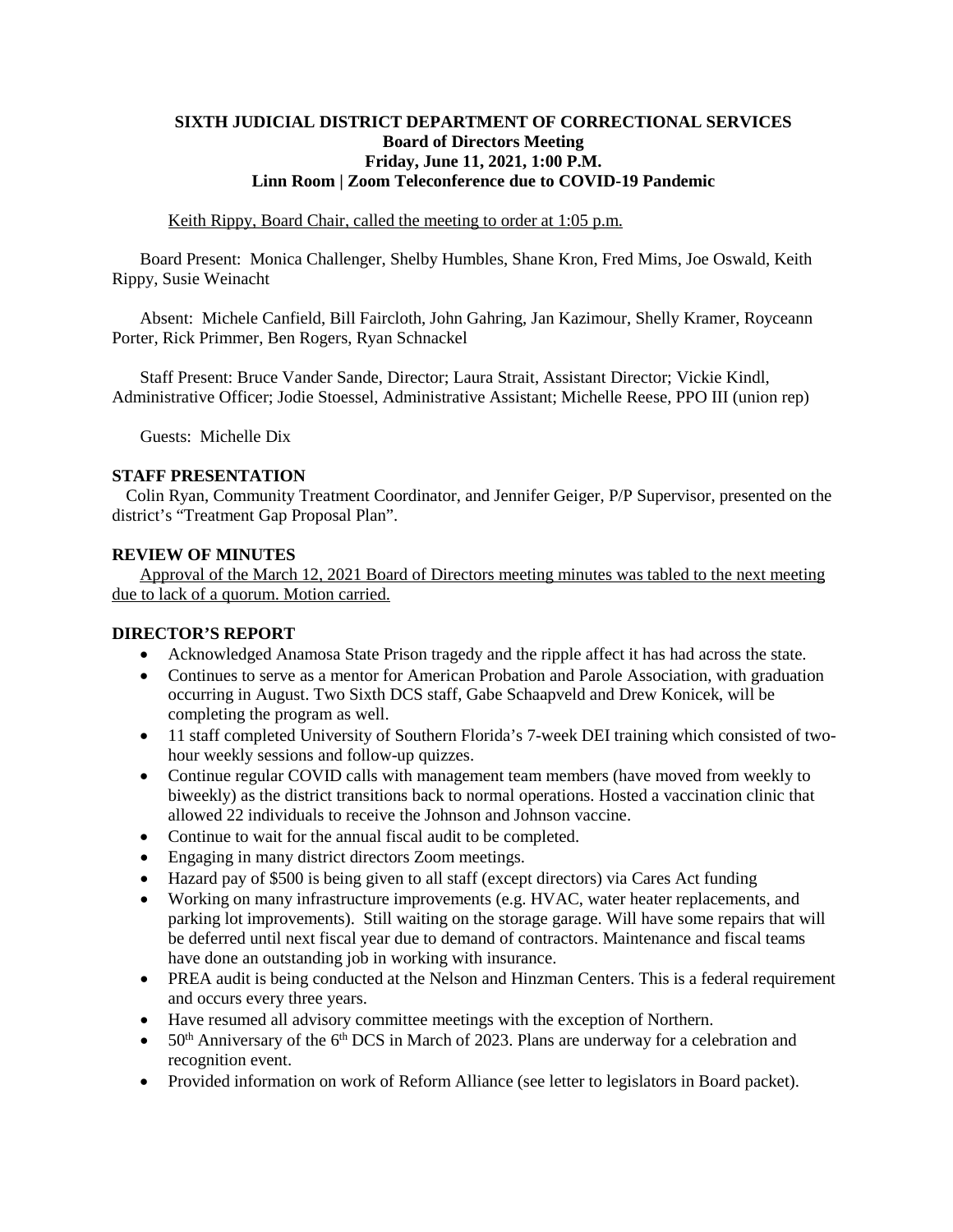# SIXTH JUDICIAL DISTRICT DEPARTMENT OF CORRECTIONAL SERVICES
## Board of Directors Meeting
## Friday, June 11, 2021, 1:00 P.M.
## Linn Room | Zoom Teleconference due to COVID-19 Pandemic

Keith Rippy, Board Chair, called the meeting to order at 1:05 p.m.

Board Present: Monica Challenger, Shelby Humbles, Shane Kron, Fred Mims, Joe Oswald, Keith Rippy, Susie Weinacht

Absent: Michele Canfield, Bill Faircloth, John Gahring, Jan Kazimour, Shelly Kramer, Royceann Porter, Rick Primmer, Ben Rogers, Ryan Schnackel

Staff Present: Bruce Vander Sande, Director; Laura Strait, Assistant Director; Vickie Kindl, Administrative Officer; Jodie Stoessel, Administrative Assistant; Michelle Reese, PPO III (union rep)

Guests: Michelle Dix

**STAFF PRESENTATION**

Colin Ryan, Community Treatment Coordinator, and Jennifer Geiger, P/P Supervisor, presented on the district's "Treatment Gap Proposal Plan".

**REVIEW OF MINUTES**

Approval of the March 12, 2021 Board of Directors meeting minutes was tabled to the next meeting due to lack of a quorum. Motion carried.

**DIRECTOR'S REPORT**

- Acknowledged Anamosa State Prison tragedy and the ripple affect it has had across the state.
- Continues to serve as a mentor for American Probation and Parole Association, with graduation occurring in August. Two Sixth DCS staff, Gabe Schaapveld and Drew Konicek, will be completing the program as well.
- 11 staff completed University of Southern Florida's 7-week DEI training which consisted of two-hour weekly sessions and follow-up quizzes.
- Continue regular COVID calls with management team members (have moved from weekly to biweekly) as the district transitions back to normal operations. Hosted a vaccination clinic that allowed 22 individuals to receive the Johnson and Johnson vaccine.
- Continue to wait for the annual fiscal audit to be completed.
- Engaging in many district directors Zoom meetings.
- Hazard pay of $500 is being given to all staff (except directors) via Cares Act funding
- Working on many infrastructure improvements (e.g. HVAC, water heater replacements, and parking lot improvements). Still waiting on the storage garage. Will have some repairs that will be deferred until next fiscal year due to demand of contractors. Maintenance and fiscal teams have done an outstanding job in working with insurance.
- PREA audit is being conducted at the Nelson and Hinzman Centers. This is a federal requirement and occurs every three years.
- Have resumed all advisory committee meetings with the exception of Northern.
- 50th Anniversary of the 6th DCS in March of 2023. Plans are underway for a celebration and recognition event.
- Provided information on work of Reform Alliance (see letter to legislators in Board packet).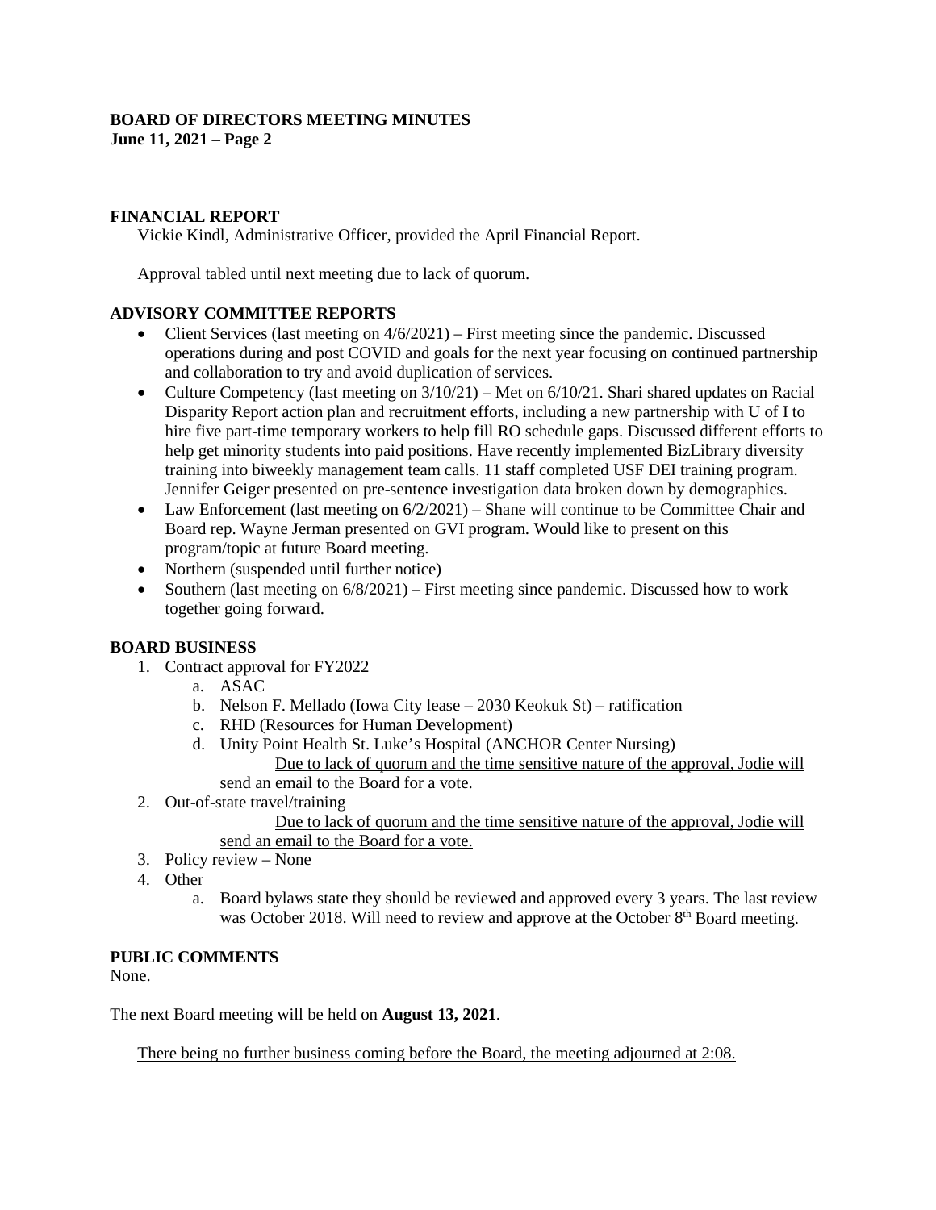**BOARD OF DIRECTORS MEETING MINUTES**
**June 11, 2021 – Page 2**

## FINANCIAL REPORT

Vickie Kindl, Administrative Officer, provided the April Financial Report.

Approval tabled until next meeting due to lack of quorum.

## ADVISORY COMMITTEE REPORTS

- Client Services (last meeting on 4/6/2021) – First meeting since the pandemic. Discussed operations during and post COVID and goals for the next year focusing on continued partnership and collaboration to try and avoid duplication of services.
- Culture Competency (last meeting on 3/10/21) – Met on 6/10/21. Shari shared updates on Racial Disparity Report action plan and recruitment efforts, including a new partnership with U of I to hire five part-time temporary workers to help fill RO schedule gaps. Discussed different efforts to help get minority students into paid positions. Have recently implemented BizLibrary diversity training into biweekly management team calls. 11 staff completed USF DEI training program. Jennifer Geiger presented on pre-sentence investigation data broken down by demographics.
- Law Enforcement (last meeting on 6/2/2021) – Shane will continue to be Committee Chair and Board rep. Wayne Jerman presented on GVI program. Would like to present on this program/topic at future Board meeting.
- Northern (suspended until further notice)
- Southern (last meeting on 6/8/2021) – First meeting since pandemic. Discussed how to work together going forward.

## BOARD BUSINESS

1. Contract approval for FY2022
   a. ASAC
   b. Nelson F. Mellado (Iowa City lease – 2030 Keokuk St) – ratification
   c. RHD (Resources for Human Development)
   d. Unity Point Health St. Luke's Hospital (ANCHOR Center Nursing)

   Due to lack of quorum and the time sensitive nature of the approval, Jodie will send an email to the Board for a vote.
2. Out-of-state travel/training

   Due to lack of quorum and the time sensitive nature of the approval, Jodie will send an email to the Board for a vote.
3. Policy review – None
4. Other
   a. Board bylaws state they should be reviewed and approved every 3 years. The last review was October 2018. Will need to review and approve at the October 8th Board meeting.

## PUBLIC COMMENTS

None.

The next Board meeting will be held on **August 13, 2021**.

There being no further business coming before the Board, the meeting adjourned at 2:08.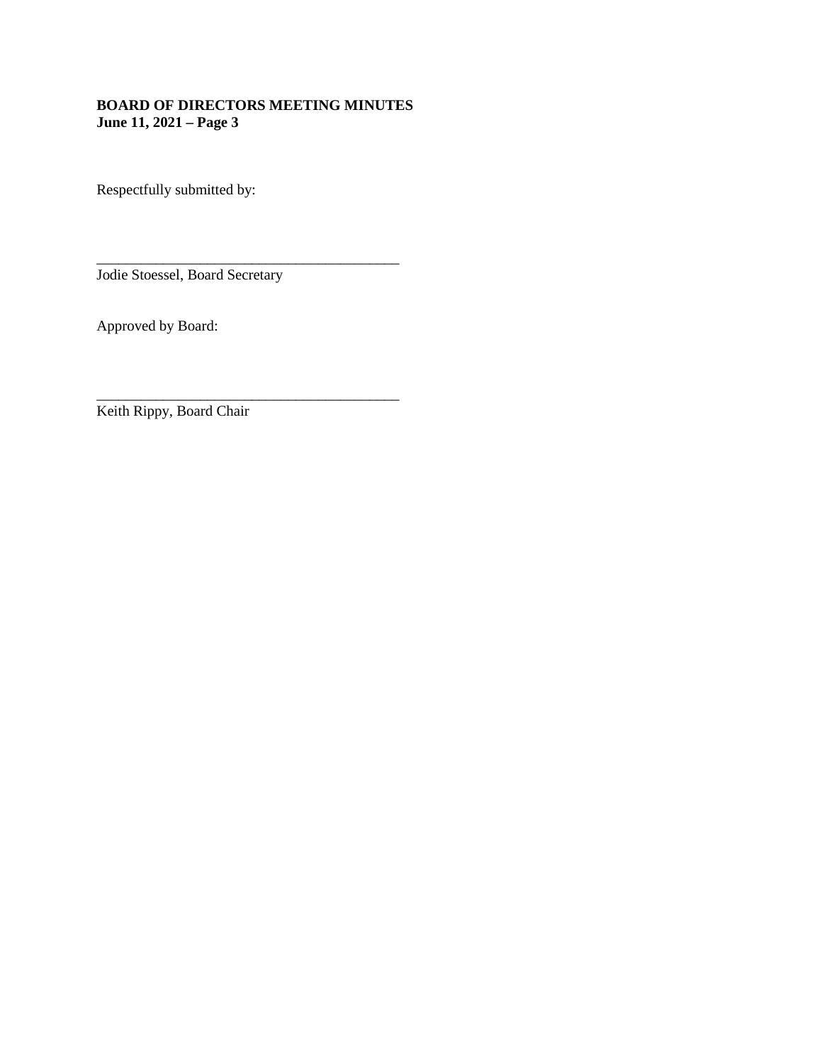Respectfully submitted by:

\_\_\_\_\_\_\_\_\_\_\_\_\_\_\_\_\_\_\_\_\_\_\_\_\_\_\_\_\_\_\_\_\_\_\_\_\_\_\_\_\_\_\_

Jodie Stoessel, Board Secretary

Approved by Board:

\_\_\_\_\_\_\_\_\_\_\_\_\_\_\_\_\_\_\_\_\_\_\_\_\_\_\_\_\_\_\_\_\_\_\_\_\_\_\_\_\_\_\_

Keith Rippy, Board Chair